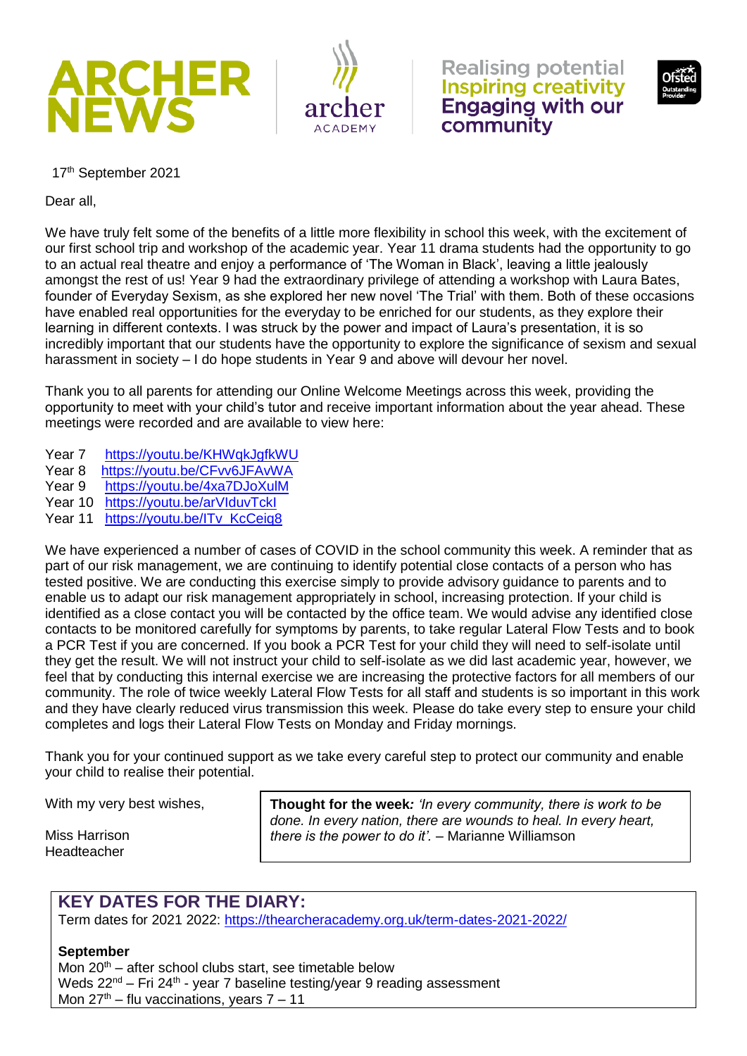# ARCHER NEWS

archer ACADEMY

Realising potential
Inspiring creativity
Engaging with our community

17th September 2021

Dear all,

We have truly felt some of the benefits of a little more flexibility in school this week, with the excitement of our first school trip and workshop of the academic year. Year 11 drama students had the opportunity to go to an actual real theatre and enjoy a performance of 'The Woman in Black', leaving a little jealously amongst the rest of us! Year 9 had the extraordinary privilege of attending a workshop with Laura Bates, founder of Everyday Sexism, as she explored her new novel 'The Trial' with them. Both of these occasions have enabled real opportunities for the everyday to be enriched for our students, as they explore their learning in different contexts. I was struck by the power and impact of Laura's presentation, it is so incredibly important that our students have the opportunity to explore the significance of sexism and sexual harassment in society – I do hope students in Year 9 and above will devour her novel.

Thank you to all parents for attending our Online Welcome Meetings across this week, providing the opportunity to meet with your child's tutor and receive important information about the year ahead. These meetings were recorded and are available to view here:

Year 7 https://youtu.be/KHWqkJgfkWU
Year 8 https://youtu.be/CFvv6JFAvWA
Year 9 https://youtu.be/4xa7DJoXulM
Year 10 https://youtu.be/arVIduvTckI
Year 11 https://youtu.be/ITv_KcCeiq8

We have experienced a number of cases of COVID in the school community this week. A reminder that as part of our risk management, we are continuing to identify potential close contacts of a person who has tested positive. We are conducting this exercise simply to provide advisory guidance to parents and to enable us to adapt our risk management appropriately in school, increasing protection. If your child is identified as a close contact you will be contacted by the office team. We would advise any identified close contacts to be monitored carefully for symptoms by parents, to take regular Lateral Flow Tests and to book a PCR Test if you are concerned. If you book a PCR Test for your child they will need to self-isolate until they get the result. We will not instruct your child to self-isolate as we did last academic year, however, we feel that by conducting this internal exercise we are increasing the protective factors for all members of our community. The role of twice weekly Lateral Flow Tests for all staff and students is so important in this work and they have clearly reduced virus transmission this week. Please do take every step to ensure your child completes and logs their Lateral Flow Tests on Monday and Friday mornings.

Thank you for your continued support as we take every careful step to protect our community and enable your child to realise their potential.

With my very best wishes,

Miss Harrison
Headteacher

**Thought for the week:** *'In every community, there is work to be done. In every nation, there are wounds to heal. In every heart, there is the power to do it'.* – Marianne Williamson

## KEY DATES FOR THE DIARY:

Term dates for 2021 2022: https://thearcheracademy.org.uk/term-dates-2021-2022/

**September**
Mon 20th – after school clubs start, see timetable below
Weds 22nd – Fri 24th - year 7 baseline testing/year 9 reading assessment
Mon 27th – flu vaccinations, years 7 – 11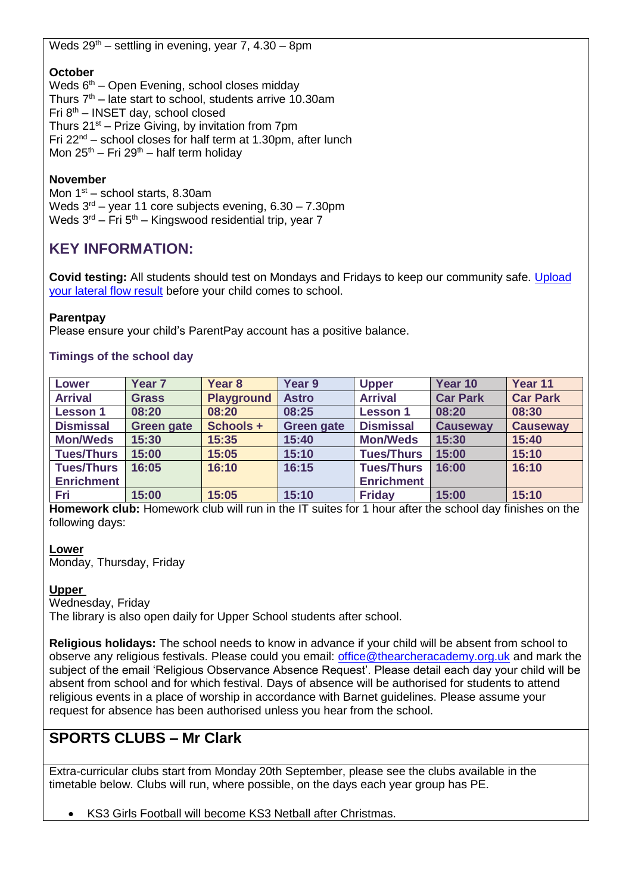Weds 29th – settling in evening, year 7, 4.30 – 8pm

**October**
Weds 6th – Open Evening, school closes midday
Thurs 7th – late start to school, students arrive 10.30am
Fri 8th – INSET day, school closed
Thurs 21st – Prize Giving, by invitation from 7pm
Fri 22nd – school closes for half term at 1.30pm, after lunch
Mon 25th – Fri 29th – half term holiday

**November**
Mon 1st – school starts, 8.30am
Weds 3rd – year 11 core subjects evening, 6.30 – 7.30pm
Weds 3rd – Fri 5th – Kingswood residential trip, year 7

## KEY INFORMATION:

**Covid testing:** All students should test on Mondays and Fridays to keep our community safe. Upload your lateral flow result before your child comes to school.

**Parentpay**
Please ensure your child's ParentPay account has a positive balance.

### Timings of the school day

| Lower | Year 7 | Year 8 | Year 9 | Upper | Year 10 | Year 11 |
|---|---|---|---|---|---|---|
| Arrival | Grass | Playground | Astro | Arrival | Car Park | Car Park |
| Lesson 1 | 08:20 | 08:20 | 08:25 | Lesson 1 | 08:20 | 08:30 |
| Dismissal | Green gate | Schools + | Green gate | Dismissal | Causeway | Causeway |
| Mon/Weds | 15:30 | 15:35 | 15:40 | Mon/Weds | 15:30 | 15:40 |
| Tues/Thurs | 15:00 | 15:05 | 15:10 | Tues/Thurs | 15:00 | 15:10 |
| Tues/Thurs Enrichment | 16:05 | 16:10 | 16:15 | Tues/Thurs Enrichment | 16:00 | 16:10 |
| Fri | 15:00 | 15:05 | 15:10 | Friday | 15:00 | 15:10 |

**Homework club:** Homework club will run in the IT suites for 1 hour after the school day finishes on the following days:

**Lower**
Monday, Thursday, Friday

**Upper**
Wednesday, Friday
The library is also open daily for Upper School students after school.

**Religious holidays:** The school needs to know in advance if your child will be absent from school to observe any religious festivals. Please could you email: office@thearcheracademy.org.uk and mark the subject of the email 'Religious Observance Absence Request'. Please detail each day your child will be absent from school and for which festival. Days of absence will be authorised for students to attend religious events in a place of worship in accordance with Barnet guidelines. Please assume your request for absence has been authorised unless you hear from the school.

## SPORTS CLUBS – Mr Clark

Extra-curricular clubs start from Monday 20th September, please see the clubs available in the timetable below. Clubs will run, where possible, on the days each year group has PE.

- KS3 Girls Football will become KS3 Netball after Christmas.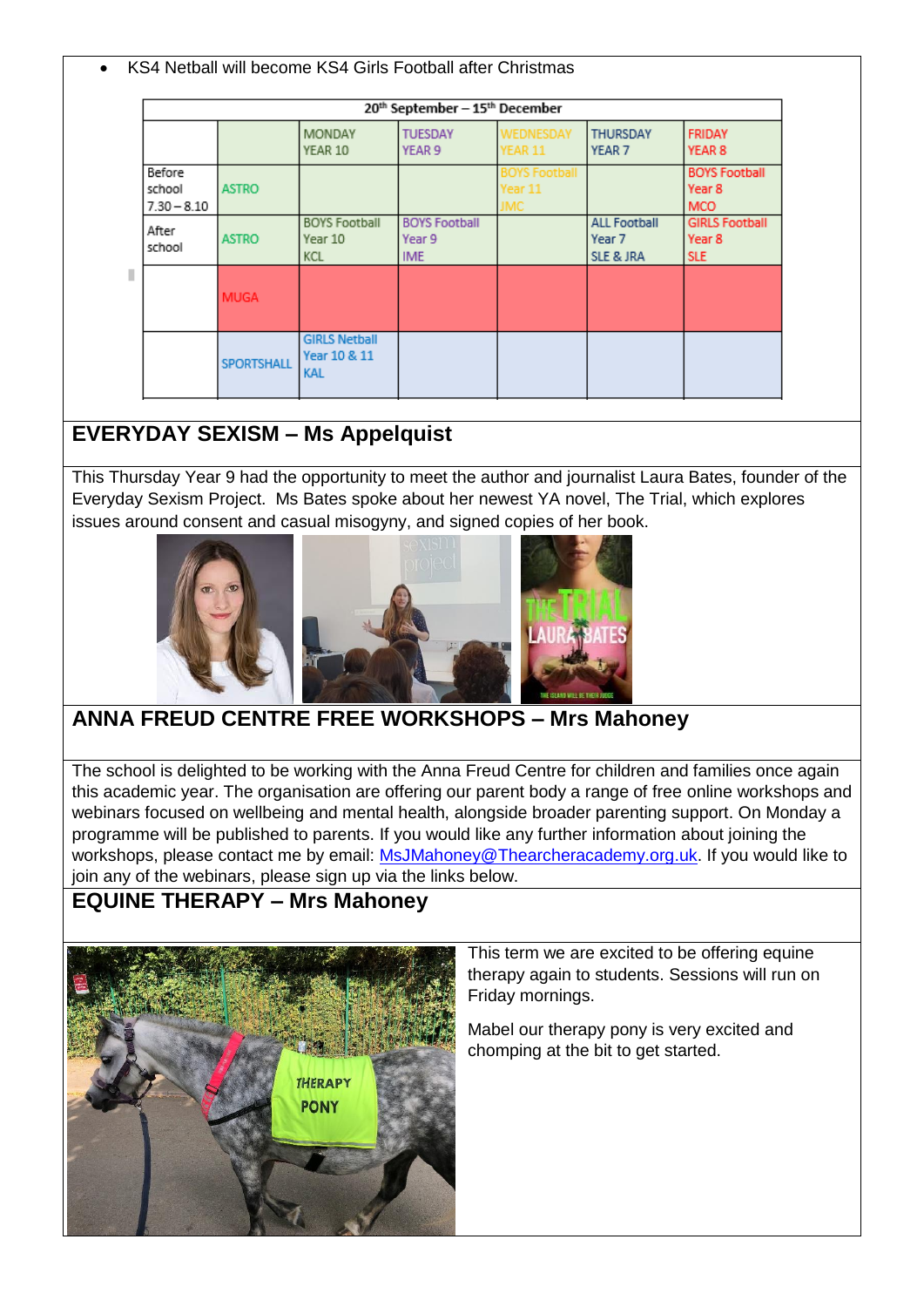- KS4 Netball will become KS4 Girls Football after Christmas

| 20th September – 15th December | | | | | | |
|---|---|---|---|---|---|---|
| | | MONDAY YEAR 10 | TUESDAY YEAR 9 | WEDNESDAY YEAR 11 | THURSDAY YEAR 7 | FRIDAY YEAR 8 |
| Before school 7.30 – 8.10 | ASTRO | | | BOYS Football Year 11 JMC | | BOYS Football Year 8 MCO |
| After school | ASTRO | BOYS Football Year 10 KCL | BOYS Football Year 9 IME | | ALL Football Year 7 SLE & JRA | GIRLS Football Year 8 SLE |
| | MUGA | | | | | |
| | SPORTSHALL | GIRLS Netball Year 10 & 11 KAL | | | | |

## EVERYDAY SEXISM – Ms Appelquist

This Thursday Year 9 had the opportunity to meet the author and journalist Laura Bates, founder of the Everyday Sexism Project. Ms Bates spoke about her newest YA novel, The Trial, which explores issues around consent and casual misogyny, and signed copies of her book.

## ANNA FREUD CENTRE FREE WORKSHOPS – Mrs Mahoney

The school is delighted to be working with the Anna Freud Centre for children and families once again this academic year. The organisation are offering our parent body a range of free online workshops and webinars focused on wellbeing and mental health, alongside broader parenting support. On Monday a programme will be published to parents. If you would like any further information about joining the workshops, please contact me by email: MsJMahoney@Thearcheracademy.org.uk. If you would like to join any of the webinars, please sign up via the links below.

## EQUINE THERAPY – Mrs Mahoney

This term we are excited to be offering equine therapy again to students. Sessions will run on Friday mornings.

Mabel our therapy pony is very excited and chomping at the bit to get started.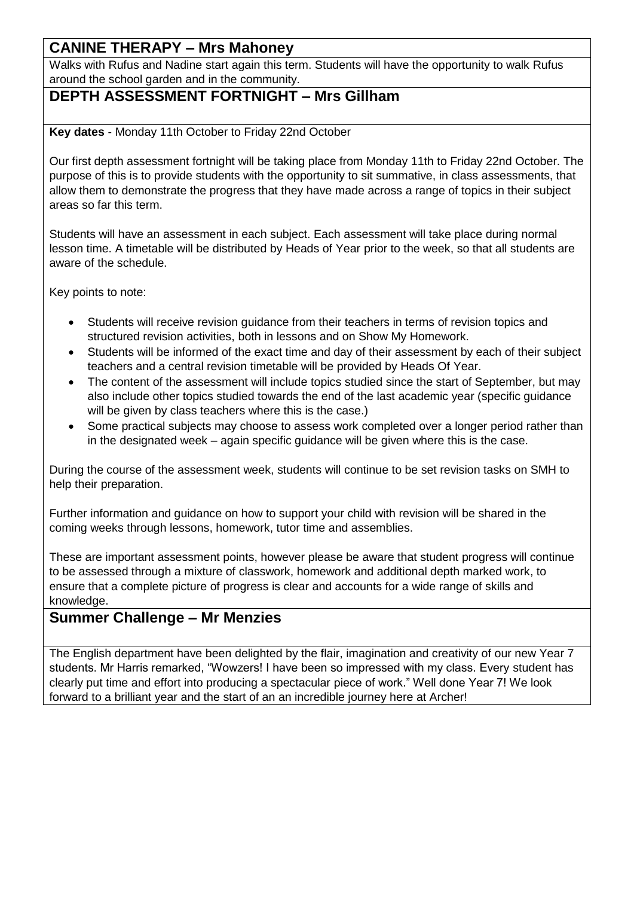## CANINE THERAPY – Mrs Mahoney

Walks with Rufus and Nadine start again this term. Students will have the opportunity to walk Rufus around the school garden and in the community.

## DEPTH ASSESSMENT FORTNIGHT – Mrs Gillham

**Key dates** - Monday 11th October to Friday 22nd October

Our first depth assessment fortnight will be taking place from Monday 11th to Friday 22nd October. The purpose of this is to provide students with the opportunity to sit summative, in class assessments, that allow them to demonstrate the progress that they have made across a range of topics in their subject areas so far this term.

Students will have an assessment in each subject. Each assessment will take place during normal lesson time. A timetable will be distributed by Heads of Year prior to the week, so that all students are aware of the schedule.

Key points to note:

- Students will receive revision guidance from their teachers in terms of revision topics and structured revision activities, both in lessons and on Show My Homework.
- Students will be informed of the exact time and day of their assessment by each of their subject teachers and a central revision timetable will be provided by Heads Of Year.
- The content of the assessment will include topics studied since the start of September, but may also include other topics studied towards the end of the last academic year (specific guidance will be given by class teachers where this is the case.)
- Some practical subjects may choose to assess work completed over a longer period rather than in the designated week – again specific guidance will be given where this is the case.

During the course of the assessment week, students will continue to be set revision tasks on SMH to help their preparation.

Further information and guidance on how to support your child with revision will be shared in the coming weeks through lessons, homework, tutor time and assemblies.

These are important assessment points, however please be aware that student progress will continue to be assessed through a mixture of classwork, homework and additional depth marked work, to ensure that a complete picture of progress is clear and accounts for a wide range of skills and knowledge.

## Summer Challenge – Mr Menzies

The English department have been delighted by the flair, imagination and creativity of our new Year 7 students. Mr Harris remarked, "Wowzers! I have been so impressed with my class. Every student has clearly put time and effort into producing a spectacular piece of work." Well done Year 7! We look forward to a brilliant year and the start of an an incredible journey here at Archer!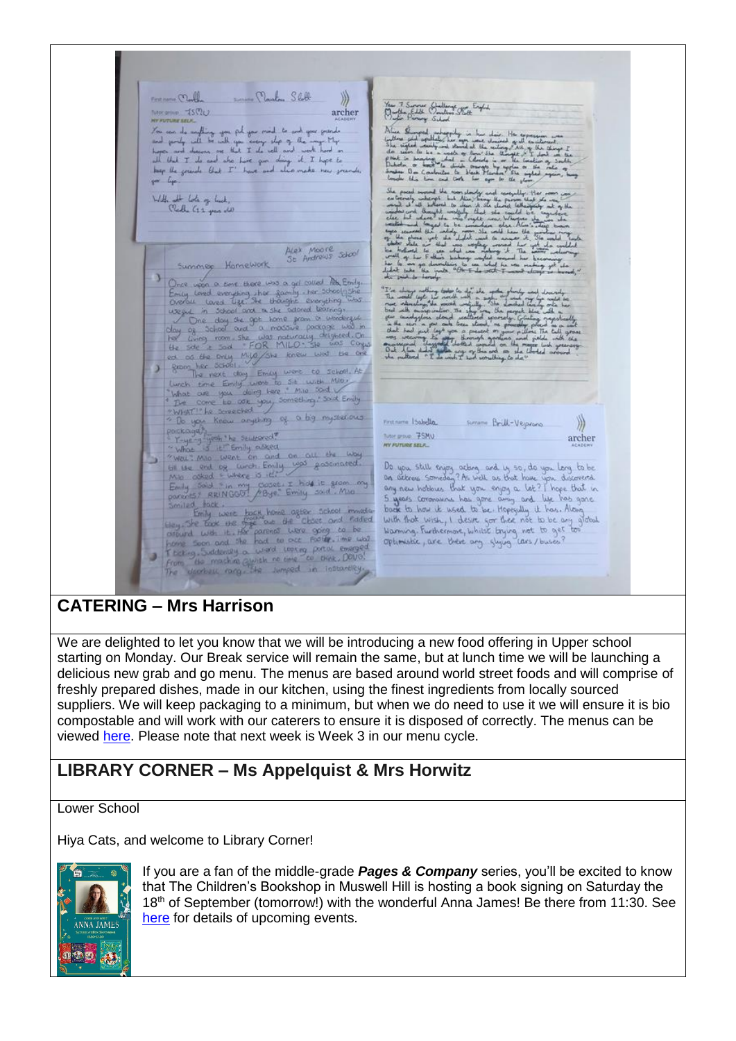## CATERING – Mrs Harrison

We are delighted to let you know that we will be introducing a new food offering in Upper school starting on Monday. Our Break service will remain the same, but at lunch time we will be launching a delicious new grab and go menu. The menus are based around world street foods and will comprise of freshly prepared dishes, made in our kitchen, using the finest ingredients from locally sourced suppliers. We will keep packaging to a minimum, but when we do need to use it we will ensure it is bio compostable and will work with our caterers to ensure it is disposed of correctly. The menus can be viewed here. Please note that next week is Week 3 in our menu cycle.

## LIBRARY CORNER – Ms Appelquist & Mrs Horwitz

Lower School

Hiya Cats, and welcome to Library Corner!

If you are a fan of the middle-grade ***Pages & Company*** series, you'll be excited to know that The Children's Bookshop in Muswell Hill is hosting a book signing on Saturday the 18th of September (tomorrow!) with the wonderful Anna James! Be there from 11:30. See here for details of upcoming events.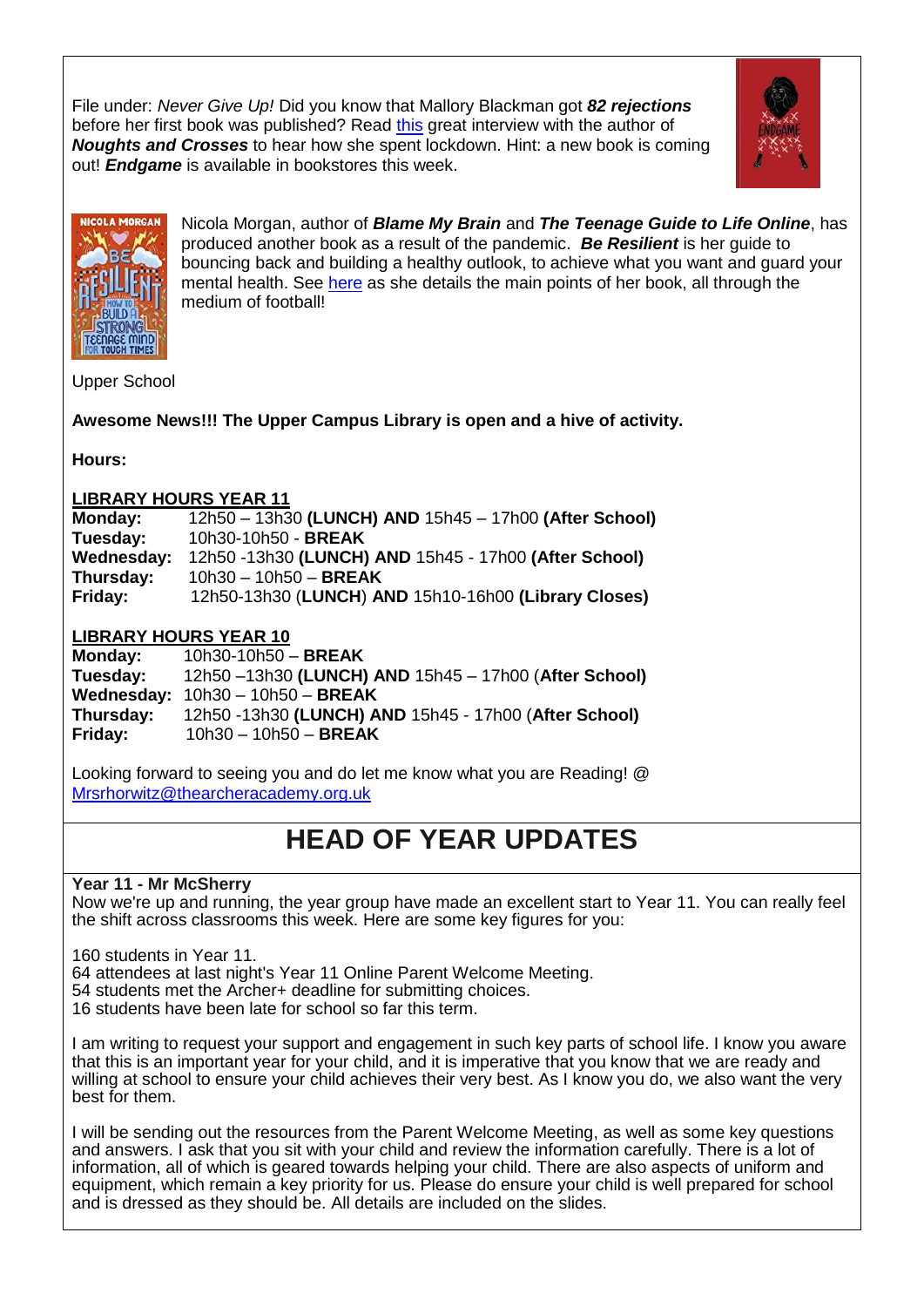File under: *Never Give Up!* Did you know that Mallory Blackman got ***82 rejections*** before her first book was published? Read this great interview with the author of ***Noughts and Crosses*** to hear how she spent lockdown. Hint: a new book is coming out! ***Endgame*** is available in bookstores this week.

Nicola Morgan, author of ***Blame My Brain*** and ***The Teenage Guide to Life Online***, has produced another book as a result of the pandemic. ***Be Resilient*** is her guide to bouncing back and building a healthy outlook, to achieve what you want and guard your mental health. See here as she details the main points of her book, all through the medium of football!

Upper School

**Awesome News!!! The Upper Campus Library is open and a hive of activity.**

**Hours:**

**LIBRARY HOURS YEAR 11**

| | |
|---|---|
| **Monday:** | 12h50 – 13h30 **(LUNCH) AND** 15h45 – 17h00 **(After School)** |
| **Tuesday:** | 10h30-10h50 - **BREAK** |
| **Wednesday:** | 12h50 -13h30 **(LUNCH) AND** 15h45 - 17h00 **(After School)** |
| **Thursday:** | 10h30 – 10h50 – **BREAK** |
| **Friday:** | 12h50-13h30 (**LUNCH**) **AND** 15h10-16h00 **(Library Closes)** |

**LIBRARY HOURS YEAR 10**

| | |
|---|---|
| **Monday:** | 10h30-10h50 – **BREAK** |
| **Tuesday:** | 12h50 –13h30 **(LUNCH) AND** 15h45 – 17h00 (**After School)** |
| **Wednesday:** | 10h30 – 10h50 – **BREAK** |
| **Thursday:** | 12h50 -13h30 **(LUNCH) AND** 15h45 - 17h00 (**After School)** |
| **Friday:** | 10h30 – 10h50 – **BREAK** |

Looking forward to seeing you and do let me know what you are Reading! @ Mrsrhorwitz@thearcheracademy.org.uk

# HEAD OF YEAR UPDATES

**Year 11 - Mr McSherry**

Now we're up and running, the year group have made an excellent start to Year 11. You can really feel the shift across classrooms this week. Here are some key figures for you:

160 students in Year 11.
64 attendees at last night's Year 11 Online Parent Welcome Meeting.
54 students met the Archer+ deadline for submitting choices.
16 students have been late for school so far this term.

I am writing to request your support and engagement in such key parts of school life. I know you aware that this is an important year for your child, and it is imperative that you know that we are ready and willing at school to ensure your child achieves their very best. As I know you do, we also want the very best for them.

I will be sending out the resources from the Parent Welcome Meeting, as well as some key questions and answers. I ask that you sit with your child and review the information carefully. There is a lot of information, all of which is geared towards helping your child. There are also aspects of uniform and equipment, which remain a key priority for us. Please do ensure your child is well prepared for school and is dressed as they should be. All details are included on the slides.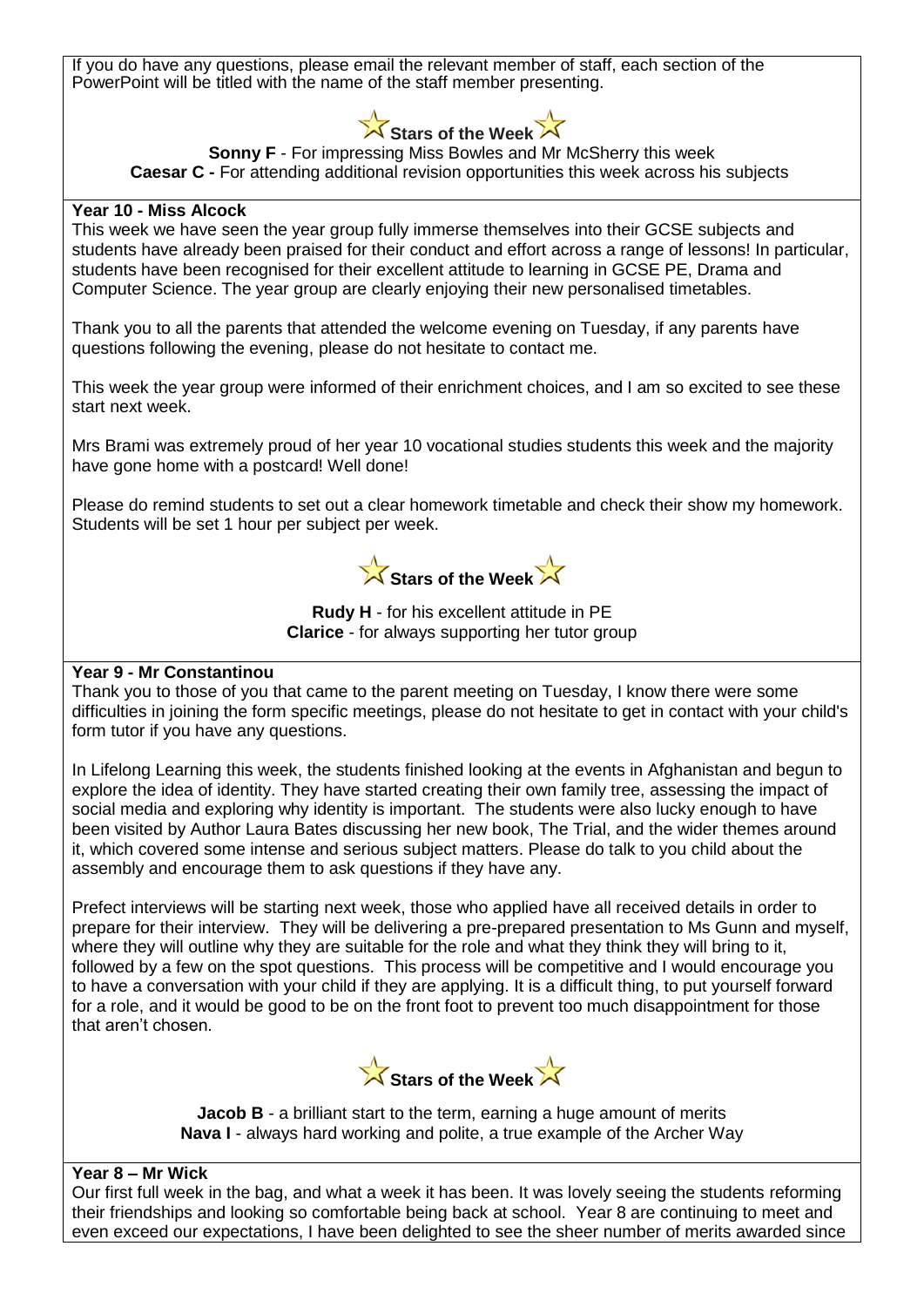If you do have any questions, please email the relevant member of staff, each section of the PowerPoint will be titled with the name of the staff member presenting.

**Stars of the Week**

**Sonny F** - For impressing Miss Bowles and Mr McSherry this week
**Caesar C -** For attending additional revision opportunities this week across his subjects

### Year 10 - Miss Alcock

This week we have seen the year group fully immerse themselves into their GCSE subjects and students have already been praised for their conduct and effort across a range of lessons! In particular, students have been recognised for their excellent attitude to learning in GCSE PE, Drama and Computer Science. The year group are clearly enjoying their new personalised timetables.

Thank you to all the parents that attended the welcome evening on Tuesday, if any parents have questions following the evening, please do not hesitate to contact me.

This week the year group were informed of their enrichment choices, and I am so excited to see these start next week.

Mrs Brami was extremely proud of her year 10 vocational studies students this week and the majority have gone home with a postcard! Well done!

Please do remind students to set out a clear homework timetable and check their show my homework. Students will be set 1 hour per subject per week.

**Stars of the Week**

**Rudy H** - for his excellent attitude in PE
**Clarice** - for always supporting her tutor group

### Year 9 - Mr Constantinou

Thank you to those of you that came to the parent meeting on Tuesday, I know there were some difficulties in joining the form specific meetings, please do not hesitate to get in contact with your child's form tutor if you have any questions.

In Lifelong Learning this week, the students finished looking at the events in Afghanistan and begun to explore the idea of identity. They have started creating their own family tree, assessing the impact of social media and exploring why identity is important. The students were also lucky enough to have been visited by Author Laura Bates discussing her new book, The Trial, and the wider themes around it, which covered some intense and serious subject matters. Please do talk to you child about the assembly and encourage them to ask questions if they have any.

Prefect interviews will be starting next week, those who applied have all received details in order to prepare for their interview. They will be delivering a pre-prepared presentation to Ms Gunn and myself, where they will outline why they are suitable for the role and what they think they will bring to it, followed by a few on the spot questions. This process will be competitive and I would encourage you to have a conversation with your child if they are applying. It is a difficult thing, to put yourself forward for a role, and it would be good to be on the front foot to prevent too much disappointment for those that aren't chosen.

**Stars of the Week**

**Jacob B** - a brilliant start to the term, earning a huge amount of merits
**Nava I** - always hard working and polite, a true example of the Archer Way

### Year 8 – Mr Wick

Our first full week in the bag, and what a week it has been. It was lovely seeing the students reforming their friendships and looking so comfortable being back at school. Year 8 are continuing to meet and even exceed our expectations, I have been delighted to see the sheer number of merits awarded since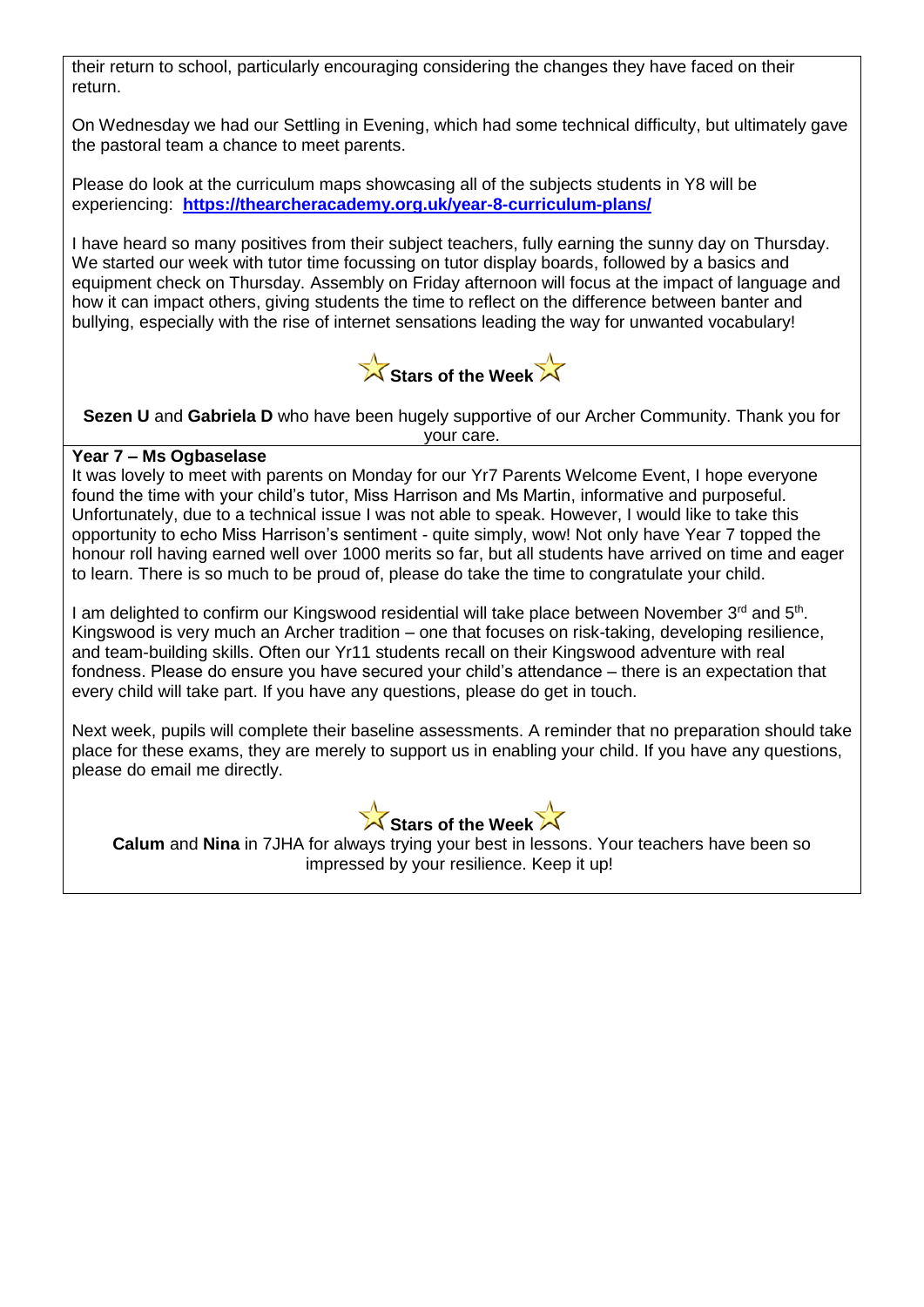their return to school, particularly encouraging considering the changes they have faced on their return.

On Wednesday we had our Settling in Evening, which had some technical difficulty, but ultimately gave the pastoral team a chance to meet parents.

Please do look at the curriculum maps showcasing all of the subjects students in Y8 will be experiencing: **https://thearcheracademy.org.uk/year-8-curriculum-plans/**

I have heard so many positives from their subject teachers, fully earning the sunny day on Thursday. We started our week with tutor time focussing on tutor display boards, followed by a basics and equipment check on Thursday. Assembly on Friday afternoon will focus at the impact of language and how it can impact others, giving students the time to reflect on the difference between banter and bullying, especially with the rise of internet sensations leading the way for unwanted vocabulary!

**Stars of the Week**

**Sezen U** and **Gabriela D** who have been hugely supportive of our Archer Community. Thank you for your care.

**Year 7 – Ms Ogbaselase**

It was lovely to meet with parents on Monday for our Yr7 Parents Welcome Event, I hope everyone found the time with your child's tutor, Miss Harrison and Ms Martin, informative and purposeful. Unfortunately, due to a technical issue I was not able to speak. However, I would like to take this opportunity to echo Miss Harrison's sentiment - quite simply, wow! Not only have Year 7 topped the honour roll having earned well over 1000 merits so far, but all students have arrived on time and eager to learn. There is so much to be proud of, please do take the time to congratulate your child.

I am delighted to confirm our Kingswood residential will take place between November 3rd and 5th. Kingswood is very much an Archer tradition – one that focuses on risk-taking, developing resilience, and team-building skills. Often our Yr11 students recall on their Kingswood adventure with real fondness. Please do ensure you have secured your child's attendance – there is an expectation that every child will take part. If you have any questions, please do get in touch.

Next week, pupils will complete their baseline assessments. A reminder that no preparation should take place for these exams, they are merely to support us in enabling your child. If you have any questions, please do email me directly.

**Stars of the Week**

**Calum** and **Nina** in 7JHA for always trying your best in lessons. Your teachers have been so impressed by your resilience. Keep it up!